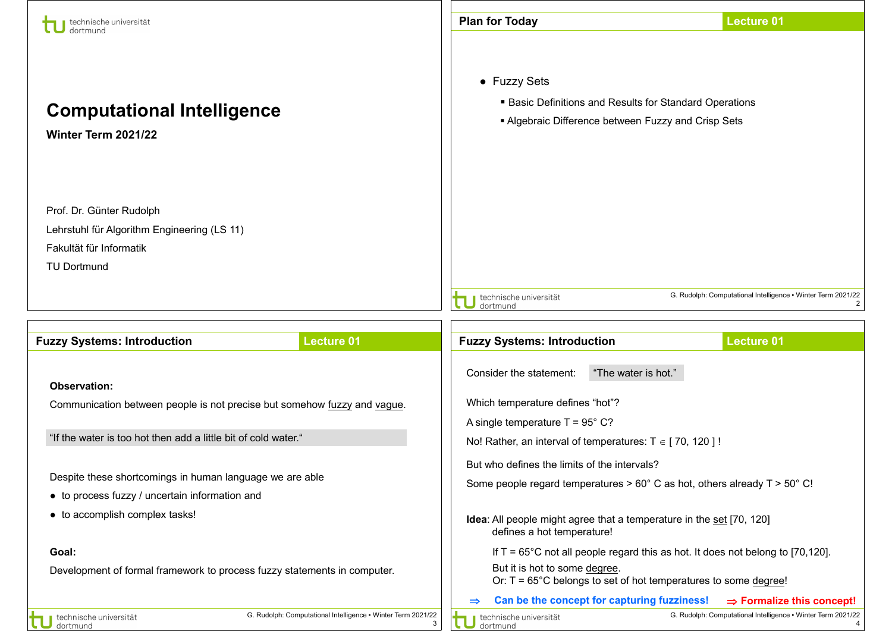# Computational Intelligence

**Winter Term 2021/22**

Prof. Dr. Günter Rudolph

Lehrstuhl für Algorithm Engineering (LS 11)

Fakultät für Informatik

TU Dortmund

## Plan for Today

- Fuzzy Sets
  - Basic Definitions and Results for Standard Operations
  - Algebraic Difference between Fuzzy and Crisp Sets

## Fuzzy Systems: Introduction

**Observation:**

Communication between people is not precise but somehow fuzzy and vague.

"If the water is too hot then add a little bit of cold water."

Despite these shortcomings in human language we are able

- to process fuzzy / uncertain information and
- to accomplish complex tasks!

**Goal:**

Development of formal framework to process fuzzy statements in computer.

## Fuzzy Systems: Introduction

Consider the statement: "The water is hot."

Which temperature defines "hot"?

A single temperature T = 95° C?

No! Rather, an interval of temperatures: $T \in [\,70, 120\,]$ !

But who defines the limits of the intervals?

Some people regard temperatures > 60° C as hot, others already T > 50° C!

**Idea**: All people might agree that a temperature in the set [70, 120] defines a hot temperature!

If T = 65°C not all people regard this as hot. It does not belong to [70,120].

But it is hot to some degree.
Or: T = 65°C belongs to set of hot temperatures to some degree!

$\Rightarrow$ **Can be the concept for capturing fuzziness!** $\Rightarrow$ **Formalize this concept!**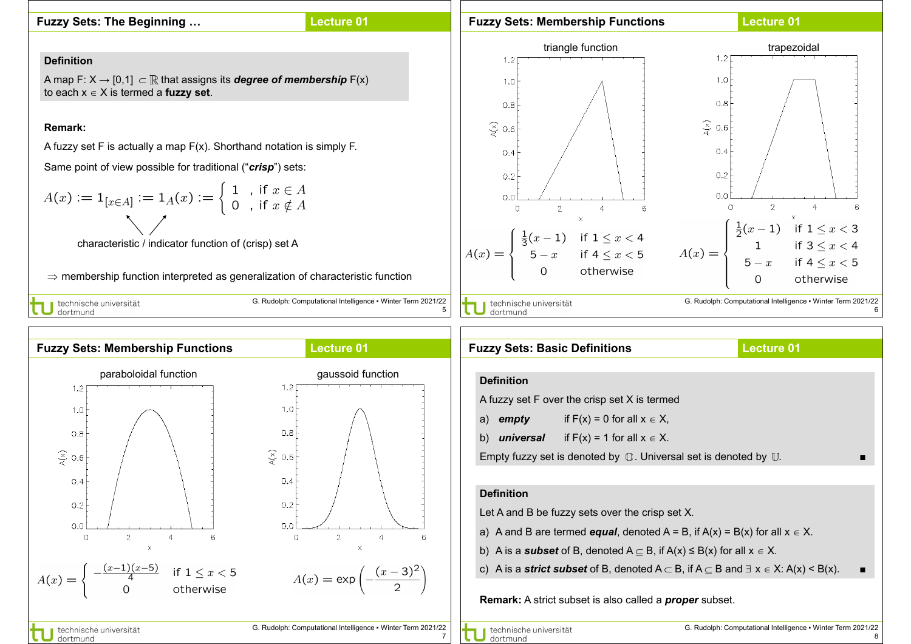## Fuzzy Sets: The Beginning …

**Definition**

A map F: X → [0,1] ⊂ ℝ that assigns its ***degree of membership*** F(x) to each x ∈ X is termed a **fuzzy set**.

**Remark:**

A fuzzy set F is actually a map F(x). Shorthand notation is simply F.

Same point of view possible for traditional ("***crisp***") sets:

$$A(x) := 1_{[x \in A]} := 1_A(x) := \begin{cases} 1 & \text{, if } x \in A \\ 0 & \text{, if } x \notin A \end{cases}$$

characteristic / indicator function of (crisp) set A

⇒ membership function interpreted as generalization of characteristic function

## Fuzzy Sets: Membership Functions

triangle function

$$A(x) = \begin{cases} \frac{1}{3}(x-1) & \text{if } 1 \le x < 4 \\ 5 - x & \text{if } 4 \le x < 5 \\ 0 & \text{otherwise} \end{cases}$$

trapezoidal

$$A(x) = \begin{cases} \frac{1}{2}(x-1) & \text{if } 1 \le x < 3 \\ 1 & \text{if } 3 \le x < 4 \\ 5 - x & \text{if } 4 \le x < 5 \\ 0 & \text{otherwise} \end{cases}$$

## Fuzzy Sets: Membership Functions

paraboloidal function

$$A(x) = \begin{cases} -\frac{(x-1)(x-5)}{4} & \text{if } 1 \le x < 5 \\ 0 & \text{otherwise} \end{cases}$$

gaussoid function

$$A(x) = \exp\left(-\frac{(x-3)^2}{2}\right)$$

## Fuzzy Sets: Basic Definitions

**Definition**

A fuzzy set F over the crisp set X is termed

a) ***empty*** if F(x) = 0 for all x ∈ X,

b) ***universal*** if F(x) = 1 for all x ∈ X.

Empty fuzzy set is denoted by 𝕆. Universal set is denoted by 𝕌. ■

**Definition**

Let A and B be fuzzy sets over the crisp set X.

a) A and B are termed ***equal***, denoted A = B, if A(x) = B(x) for all x ∈ X.

b) A is a ***subset*** of B, denoted A ⊆ B, if A(x) ≤ B(x) for all x ∈ X.

c) A is a ***strict subset*** of B, denoted A ⊂ B, if A ⊆ B and ∃ x ∈ X: A(x) < B(x). ■

**Remark:** A strict subset is also called a ***proper*** subset.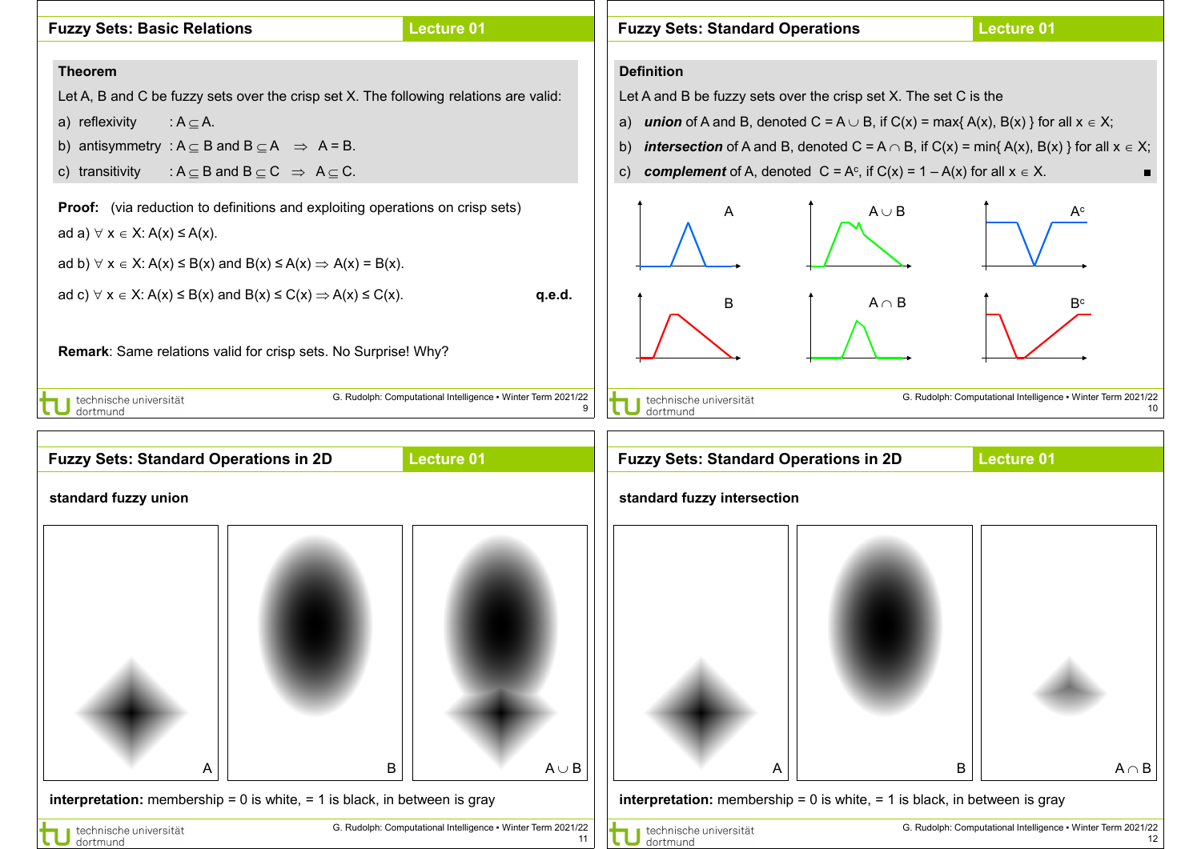## Fuzzy Sets: Basic Relations

**Theorem**

Let A, B and C be fuzzy sets over the crisp set X. The following relations are valid:

a) reflexivity : $A \subseteq A$.

b) antisymmetry : $A \subseteq B$ and $B \subseteq A \Rightarrow A = B$.

c) transitivity : $A \subseteq B$ and $B \subseteq C \Rightarrow A \subseteq C$.

**Proof:** (via reduction to definitions and exploiting operations on crisp sets)

ad a) $\forall x \in X: A(x) \leq A(x)$.

ad b) $\forall x \in X: A(x) \leq B(x)$ and $B(x) \leq A(x) \Rightarrow A(x) = B(x)$.

ad c) $\forall x \in X: A(x) \leq B(x)$ and $B(x) \leq C(x) \Rightarrow A(x) \leq C(x)$. **q.e.d.**

**Remark**: Same relations valid for crisp sets. No Surprise! Why?

## Fuzzy Sets: Standard Operations

**Definition**

Let A and B be fuzzy sets over the crisp set X. The set C is the

a) ***union*** of A and B, denoted $C = A \cup B$, if $C(x) = \max\{ A(x), B(x) \}$ for all $x \in X$;

b) ***intersection*** of A and B, denoted $C = A \cap B$, if $C(x) = \min\{ A(x), B(x) \}$ for all $x \in X$;

c) ***complement*** of A, denoted $C = A^c$, if $C(x) = 1 - A(x)$ for all $x \in X$. ■

A | $A \cup B$ | $A^c$

B | $A \cap B$ | $B^c$

## Fuzzy Sets: Standard Operations in 2D

**standard fuzzy union**

A | B | $A \cup B$

**interpretation:** membership = 0 is white, = 1 is black, in between is gray

## Fuzzy Sets: Standard Operations in 2D

**standard fuzzy intersection**

A | B | $A \cap B$

**interpretation:** membership = 0 is white, = 1 is black, in between is gray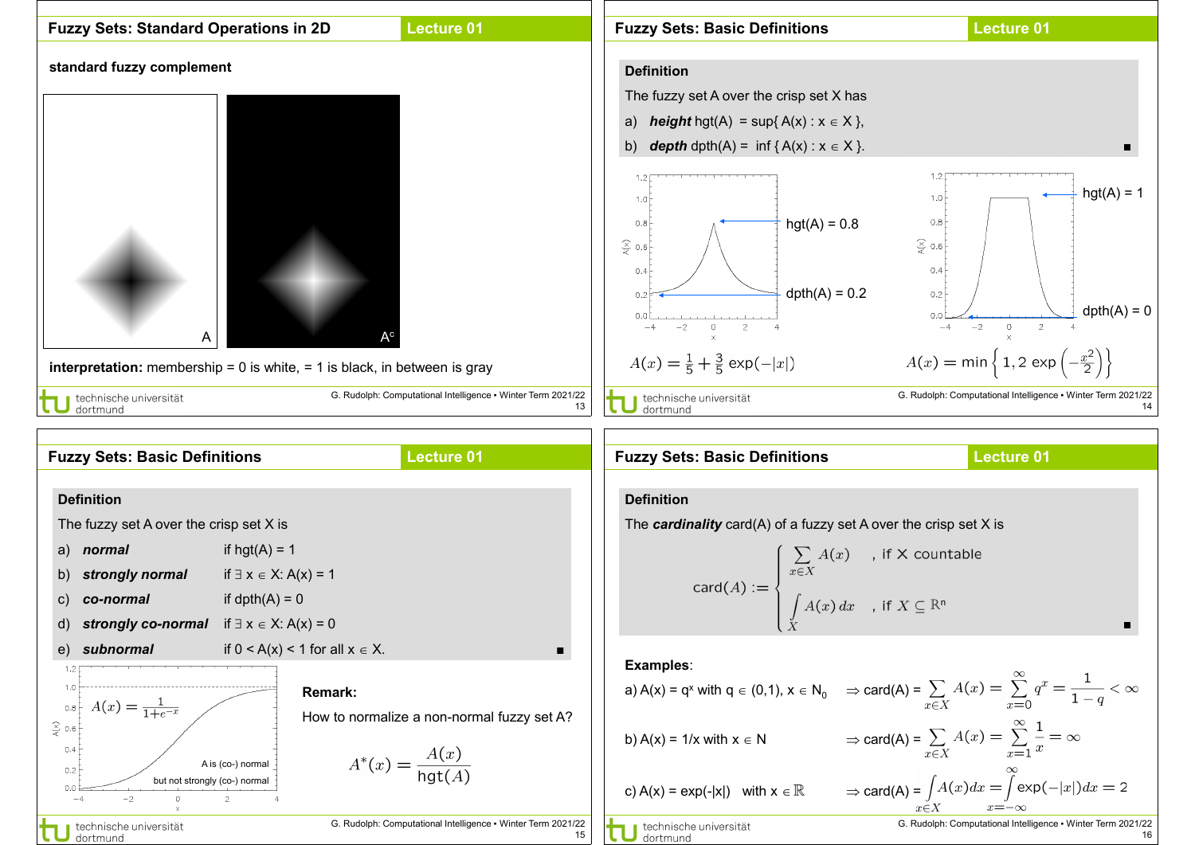## Fuzzy Sets: Standard Operations in 2D

**standard fuzzy complement**

A    $A^c$

**interpretation:** membership = 0 is white, = 1 is black, in between is gray

## Fuzzy Sets: Basic Definitions

**Definition**

The fuzzy set A over the crisp set X has

a) ***height*** hgt(A) = sup{ A(x) : x ∈ X },

b) ***depth*** dpth(A) = inf { A(x) : x ∈ X }. ■

hgt(A) = 0.8

dpth(A) = 0.2

$A(x) = \frac{1}{5} + \frac{3}{5} \exp(-|x|)$

hgt(A) = 1

dpth(A) = 0

$A(x) = \min\left\{1, 2 \exp\left(-\frac{x^2}{2}\right)\right\}$

## Fuzzy Sets: Basic Definitions

**Definition**

The fuzzy set A over the crisp set X is

a) ***normal*** if hgt(A) = 1

b) ***strongly normal*** if ∃ x ∈ X: A(x) = 1

c) ***co-normal*** if dpth(A) = 0

d) ***strongly co-normal*** if ∃ x ∈ X: A(x) = 0

e) ***subnormal*** if 0 < A(x) < 1 for all x ∈ X. ■

$A(x) = \frac{1}{1+e^{-x}}$

A is (co-) normal but not strongly (co-) normal

**Remark:**

How to normalize a non-normal fuzzy set A?

$$A^*(x) = \frac{A(x)}{\text{hgt}(A)}$$

## Fuzzy Sets: Basic Definitions

**Definition**

The ***cardinality*** card(A) of a fuzzy set A over the crisp set X is

$$\text{card}(A) := \begin{cases} \sum\limits_{x \in X} A(x) & \text{, if X countable} \\ \int\limits_X A(x)\, dx & \text{, if } X \subseteq \mathbb{R}^n \end{cases}$$ ■

**Examples**:

a) $A(x) = q^x$ with $q \in (0,1)$, $x \in \mathbb{N}_0$ $\Rightarrow$ card(A) = $\sum\limits_{x \in X} A(x) = \sum\limits_{x=0}^{\infty} q^x = \frac{1}{1-q} < \infty$

b) $A(x) = 1/x$ with $x \in \mathbb{N}$ $\Rightarrow$ card(A) = $\sum\limits_{x \in X} A(x) = \sum\limits_{x=1}^{\infty} \frac{1}{x} = \infty$

c) $A(x) = \exp(-|x|)$ with $x \in \mathbb{R}$ $\Rightarrow$ card(A) = $\int\limits_{x \in X} A(x) dx = \int\limits_{x=-\infty}^{\infty} \exp(-|x|) dx = 2$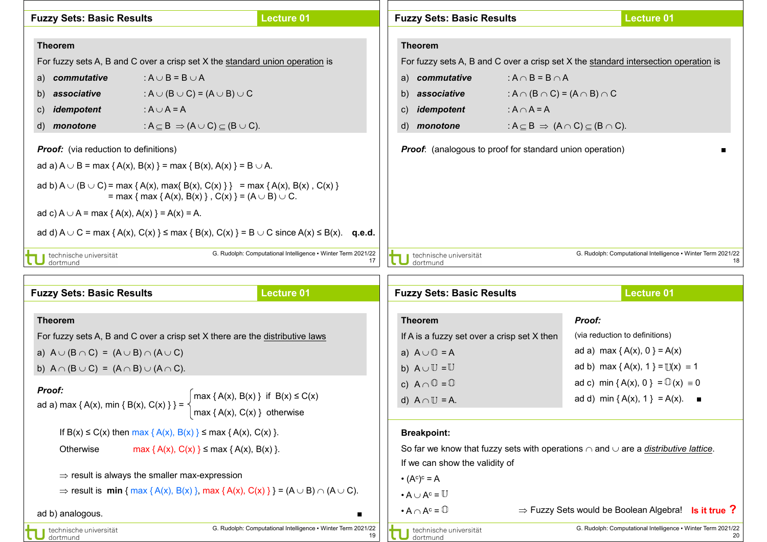## Fuzzy Sets: Basic Results

**Lecture 01**

**Theorem**

For fuzzy sets A, B and C over a crisp set X the standard union operation is

a) ***commutative*** : $A \cup B = B \cup A$

b) ***associative*** : $A \cup (B \cup C) = (A \cup B) \cup C$

c) ***idempotent*** : $A \cup A = A$

d) ***monotone*** : $A \subseteq B \Rightarrow (A \cup C) \subseteq (B \cup C)$.

***Proof:*** (via reduction to definitions)

ad a) $A \cup B = \max \{ A(x), B(x) \} = \max \{ B(x), A(x) \} = B \cup A$.

ad b) $A \cup (B \cup C) = \max \{ A(x), \max\{ B(x), C(x) \} \} = \max \{ A(x), B(x) , C(x) \}$
$= \max \{ \max \{ A(x), B(x) \} , C(x) \} = (A \cup B) \cup C$.

ad c) $A \cup A = \max \{ A(x), A(x) \} = A(x) = A$.

ad d) $A \cup C = \max \{ A(x), C(x) \} \le \max \{ B(x), C(x) \} = B \cup C$ since $A(x) \le B(x)$. **q.e.d.**

## Fuzzy Sets: Basic Results

**Lecture 01**

**Theorem**

For fuzzy sets A, B and C over a crisp set X the standard intersection operation is

a) ***commutative*** : $A \cap B = B \cap A$

b) ***associative*** : $A \cap (B \cap C) = (A \cap B) \cap C$

c) ***idempotent*** : $A \cap A = A$

d) ***monotone*** : $A \subseteq B \Rightarrow (A \cap C) \subseteq (B \cap C)$.

***Proof***: (analogous to proof for standard union operation) ■

## Fuzzy Sets: Basic Results

**Lecture 01**

**Theorem**

For fuzzy sets A, B and C over a crisp set X there are the distributive laws

a) $A \cup (B \cap C) = (A \cup B) \cap (A \cup C)$

b) $A \cap (B \cup C) = (A \cap B) \cup (A \cap C)$.

***Proof:***

ad a) $\max \{ A(x), \min \{ B(x), C(x) \} \} = \begin{cases} \max \{ A(x), B(x) \} & \text{if } B(x) \le C(x) \\ \max \{ A(x), C(x) \} & \text{otherwise} \end{cases}$

If $B(x) \le C(x)$ then $\max \{ A(x), B(x) \} \le \max \{ A(x), C(x) \}$.

Otherwise $\max \{ A(x), C(x) \} \le \max \{ A(x), B(x) \}$.

$\Rightarrow$ result is always the smaller max-expression

$\Rightarrow$ result is **min** $\{ \max \{ A(x), B(x) \}, \max \{ A(x), C(x) \} \} = (A \cup B) \cap (A \cup C)$.

ad b) analogous. ■

## Fuzzy Sets: Basic Results

**Lecture 01**

**Theorem**

If A is a fuzzy set over a crisp set X then

a) $A \cup \mathbb{O} = A$

b) $A \cup \mathbb{U} = \mathbb{U}$

c) $A \cap \mathbb{O} = \mathbb{O}$

d) $A \cap \mathbb{U} = A$.

***Proof:***

(via reduction to definitions)

ad a) $\max \{ A(x), 0 \} = A(x)$

ad b) $\max \{ A(x), 1 \} = \mathbb{U}(x) \equiv 1$

ad c) $\min \{ A(x), 0 \} = \mathbb{O}(x) \equiv 0$

ad d) $\min \{ A(x), 1 \} = A(x)$. ■

**Breakpoint:**

So far we know that fuzzy sets with operations $\cap$ and $\cup$ are a *distributive lattice*.

If we can show the validity of

- $(A^c)^c = A$
- $A \cup A^c = \mathbb{U}$
- $A \cap A^c = \mathbb{O}$

$\Rightarrow$ Fuzzy Sets would be Boolean Algebra! **Is it true ?**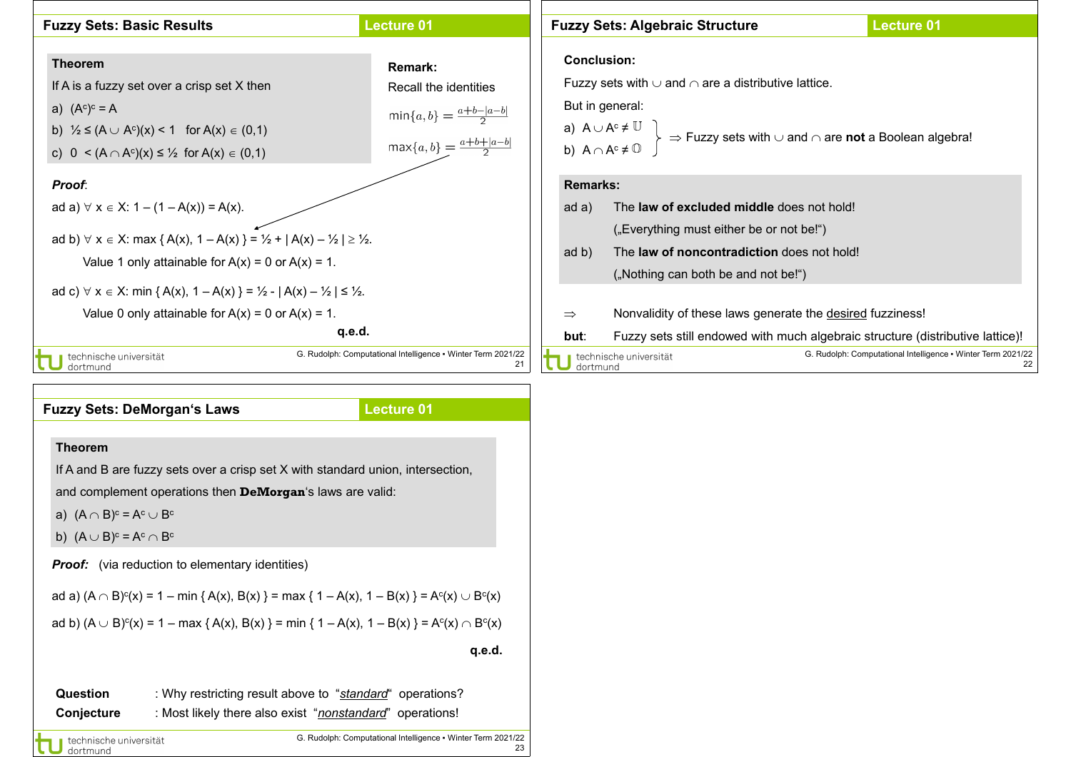## Fuzzy Sets: Basic Results

Lecture 01

**Theorem**

If A is a fuzzy set over a crisp set X then

a) $(A^c)^c = A$

b) $\frac{1}{2} \le (A \cup A^c)(x) < 1$ for $A(x) \in (0,1)$

c) $0 < (A \cap A^c)(x) \le \frac{1}{2}$ for $A(x) \in (0,1)$

**Remark:**

Recall the identities

$$\min\{a,b\} = \frac{a+b-|a-b|}{2}$$

$$\max\{a,b\} = \frac{a+b+|a-b|}{2}$$

***Proof***:

ad a) $\forall\, x \in X$: $1 - (1 - A(x)) = A(x)$.

ad b) $\forall\, x \in X$: $\max\{ A(x), 1 - A(x) \} = \frac{1}{2} + | A(x) - \frac{1}{2} | \ge \frac{1}{2}$.

Value 1 only attainable for $A(x) = 0$ or $A(x) = 1$.

ad c) $\forall\, x \in X$: $\min\{ A(x), 1 - A(x) \} = \frac{1}{2} - | A(x) - \frac{1}{2} | \le \frac{1}{2}$.

Value 0 only attainable for $A(x) = 0$ or $A(x) = 1$.

**q.e.d.**

## Fuzzy Sets: Algebraic Structure

Lecture 01

**Conclusion:**

Fuzzy sets with $\cup$ and $\cap$ are a distributive lattice.

But in general:

a) $A \cup A^c \ne \mathbb{U}$

b) $A \cap A^c \ne \mathbb{O}$

$\Rightarrow$ Fuzzy sets with $\cup$ and $\cap$ are **not** a Boolean algebra!

**Remarks:**

ad a) The **law of excluded middle** does not hold! („Everything must either be or not be!")

ad b) The **law of noncontradiction** does not hold! („Nothing can both be and not be!")

$\Rightarrow$ Nonvalidity of these laws generate the desired fuzziness!

**but**: Fuzzy sets still endowed with much algebraic structure (distributive lattice)!

## Fuzzy Sets: DeMorgan's Laws

Lecture 01

**Theorem**

If A and B are fuzzy sets over a crisp set X with standard union, intersection, and complement operations then **DeMorgan**'s laws are valid:

a) $(A \cap B)^c = A^c \cup B^c$

b) $(A \cup B)^c = A^c \cap B^c$

***Proof:*** (via reduction to elementary identities)

ad a) $(A \cap B)^c(x) = 1 - \min\{ A(x), B(x) \} = \max\{ 1 - A(x), 1 - B(x) \} = A^c(x) \cup B^c(x)$

ad b) $(A \cup B)^c(x) = 1 - \max\{ A(x), B(x) \} = \min\{ 1 - A(x), 1 - B(x) \} = A^c(x) \cap B^c(x)$

**q.e.d.**

**Question** : Why restricting result above to "*standard*" operations?

**Conjecture** : Most likely there also exist "*nonstandard*" operations!